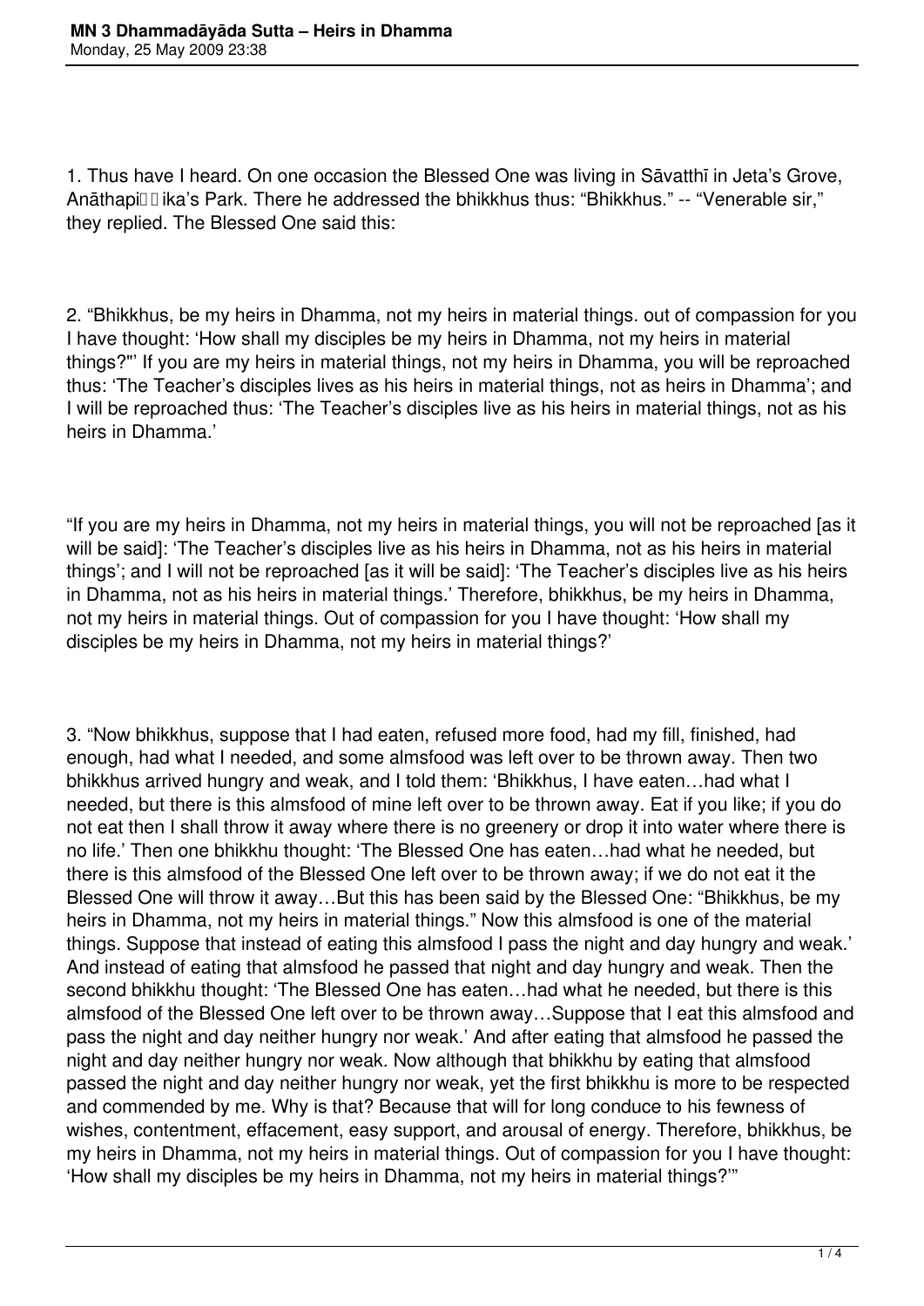1. Thus have I heard. On one occasion the Blessed One was living in Sāvatthī in Jeta's Grove, Anāthapiṇḍika's Park. There he addressed the bhikkhus thus: "Bhikkhus." -- "Venerable sir," they replied. The Blessed One said this:

2. "Bhikkhus, be my heirs in Dhamma, not my heirs in material things. out of compassion for you I have thought: 'How shall my disciples be my heirs in Dhamma, not my heirs in material things?"' If you are my heirs in material things, not my heirs in Dhamma, you will be reproached thus: 'The Teacher's disciples lives as his heirs in material things, not as heirs in Dhamma'; and I will be reproached thus: 'The Teacher's disciples live as his heirs in material things, not as his heirs in Dhamma.'

"If you are my heirs in Dhamma, not my heirs in material things, you will not be reproached [as it will be said]: 'The Teacher's disciples live as his heirs in Dhamma, not as his heirs in material things'; and I will not be reproached [as it will be said]: 'The Teacher's disciples live as his heirs in Dhamma, not as his heirs in material things.' Therefore, bhikkhus, be my heirs in Dhamma, not my heirs in material things. Out of compassion for you I have thought: 'How shall my disciples be my heirs in Dhamma, not my heirs in material things?'

3. "Now bhikkhus, suppose that I had eaten, refused more food, had my fill, finished, had enough, had what I needed, and some almsfood was left over to be thrown away. Then two bhikkhus arrived hungry and weak, and I told them: 'Bhikkhus, I have eaten…had what I needed, but there is this almsfood of mine left over to be thrown away. Eat if you like; if you do not eat then I shall throw it away where there is no greenery or drop it into water where there is no life.' Then one bhikkhu thought: 'The Blessed One has eaten…had what he needed, but there is this almsfood of the Blessed One left over to be thrown away; if we do not eat it the Blessed One will throw it away…But this has been said by the Blessed One: "Bhikkhus, be my heirs in Dhamma, not my heirs in material things." Now this almsfood is one of the material things. Suppose that instead of eating this almsfood I pass the night and day hungry and weak.' And instead of eating that almsfood he passed that night and day hungry and weak. Then the second bhikkhu thought: 'The Blessed One has eaten…had what he needed, but there is this almsfood of the Blessed One left over to be thrown away…Suppose that I eat this almsfood and pass the night and day neither hungry nor weak.' And after eating that almsfood he passed the night and day neither hungry nor weak. Now although that bhikkhu by eating that almsfood passed the night and day neither hungry nor weak, yet the first bhikkhu is more to be respected and commended by me. Why is that? Because that will for long conduce to his fewness of wishes, contentment, effacement, easy support, and arousal of energy. Therefore, bhikkhus, be my heirs in Dhamma, not my heirs in material things. Out of compassion for you I have thought: 'How shall my disciples be my heirs in Dhamma, not my heirs in material things?'"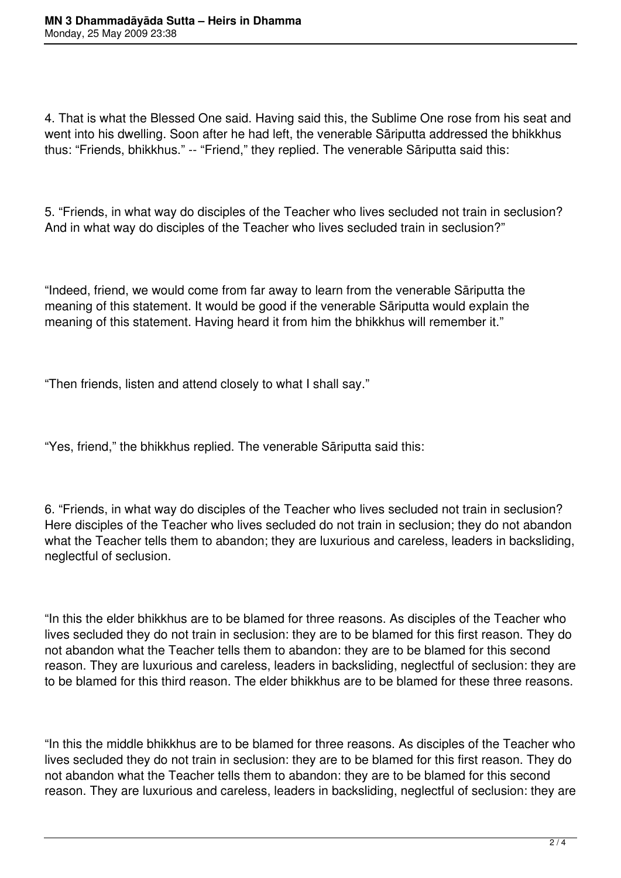4. That is what the Blessed One said. Having said this, the Sublime One rose from his seat and went into his dwelling. Soon after he had left, the venerable Sāriputta addressed the bhikkhus thus: "Friends, bhikkhus." -- "Friend," they replied. The venerable Sāriputta said this:

5. "Friends, in what way do disciples of the Teacher who lives secluded not train in seclusion? And in what way do disciples of the Teacher who lives secluded train in seclusion?"

"Indeed, friend, we would come from far away to learn from the venerable Sāriputta the meaning of this statement. It would be good if the venerable Sāriputta would explain the meaning of this statement. Having heard it from him the bhikkhus will remember it."

"Then friends, listen and attend closely to what I shall say."

"Yes, friend," the bhikkhus replied. The venerable Sāriputta said this:

6. "Friends, in what way do disciples of the Teacher who lives secluded not train in seclusion? Here disciples of the Teacher who lives secluded do not train in seclusion; they do not abandon what the Teacher tells them to abandon; they are luxurious and careless, leaders in backsliding, neglectful of seclusion.

"In this the elder bhikkhus are to be blamed for three reasons. As disciples of the Teacher who lives secluded they do not train in seclusion: they are to be blamed for this first reason. They do not abandon what the Teacher tells them to abandon: they are to be blamed for this second reason. They are luxurious and careless, leaders in backsliding, neglectful of seclusion: they are to be blamed for this third reason. The elder bhikkhus are to be blamed for these three reasons.

"In this the middle bhikkhus are to be blamed for three reasons. As disciples of the Teacher who lives secluded they do not train in seclusion: they are to be blamed for this first reason. They do not abandon what the Teacher tells them to abandon: they are to be blamed for this second reason. They are luxurious and careless, leaders in backsliding, neglectful of seclusion: they are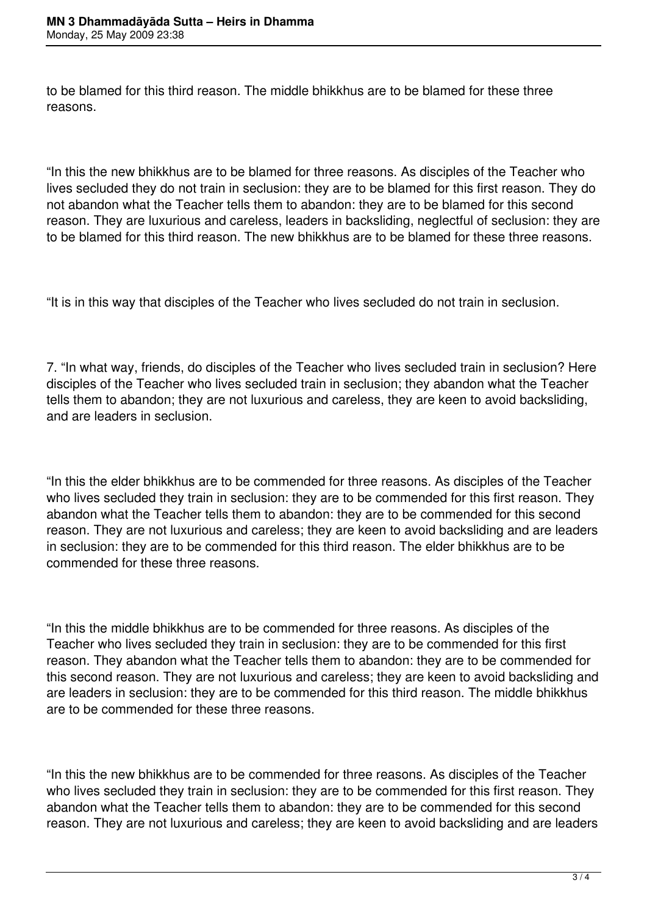to be blamed for this third reason. The middle bhikkhus are to be blamed for these three reasons.

“In this the new bhikkhus are to be blamed for three reasons. As disciples of the Teacher who lives secluded they do not train in seclusion: they are to be blamed for this first reason. They do not abandon what the Teacher tells them to abandon: they are to be blamed for this second reason. They are luxurious and careless, leaders in backsliding, neglectful of seclusion: they are to be blamed for this third reason. The new bhikkhus are to be blamed for these three reasons.

“It is in this way that disciples of the Teacher who lives secluded do not train in seclusion.

7. “In what way, friends, do disciples of the Teacher who lives secluded train in seclusion? Here disciples of the Teacher who lives secluded train in seclusion; they abandon what the Teacher tells them to abandon; they are not luxurious and careless, they are keen to avoid backsliding, and are leaders in seclusion.

“In this the elder bhikkhus are to be commended for three reasons. As disciples of the Teacher who lives secluded they train in seclusion: they are to be commended for this first reason. They abandon what the Teacher tells them to abandon: they are to be commended for this second reason. They are not luxurious and careless; they are keen to avoid backsliding and are leaders in seclusion: they are to be commended for this third reason. The elder bhikkhus are to be commended for these three reasons.

“In this the middle bhikkhus are to be commended for three reasons. As disciples of the Teacher who lives secluded they train in seclusion: they are to be commended for this first reason. They abandon what the Teacher tells them to abandon: they are to be commended for this second reason. They are not luxurious and careless; they are keen to avoid backsliding and are leaders in seclusion: they are to be commended for this third reason. The middle bhikkhus are to be commended for these three reasons.

“In this the new bhikkhus are to be commended for three reasons. As disciples of the Teacher who lives secluded they train in seclusion: they are to be commended for this first reason. They abandon what the Teacher tells them to abandon: they are to be commended for this second reason. They are not luxurious and careless; they are keen to avoid backsliding and are leaders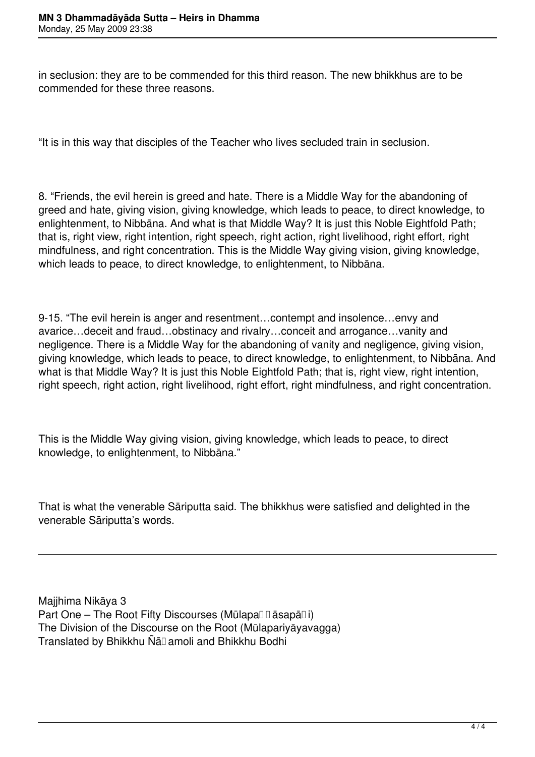in seclusion: they are to be commended for this third reason. The new bhikkhus are to be commended for these three reasons.

“It is in this way that disciples of the Teacher who lives secluded train in seclusion.

8. “Friends, the evil herein is greed and hate. There is a Middle Way for the abandoning of greed and hate, giving vision, giving knowledge, which leads to peace, to direct knowledge, to enlightenment, to Nibbāna. And what is that Middle Way? It is just this Noble Eightfold Path; that is, right view, right intention, right speech, right action, right livelihood, right effort, right mindfulness, and right concentration. This is the Middle Way giving vision, giving knowledge, which leads to peace, to direct knowledge, to enlightenment, to Nibbāna.

9-15. “The evil herein is anger and resentment…contempt and insolence…envy and avarice…deceit and fraud…obstinacy and rivalry…conceit and arrogance…vanity and negligence. There is a Middle Way for the abandoning of vanity and negligence, giving vision, giving knowledge, which leads to peace, to direct knowledge, to enlightenment, to Nibbāna. And what is that Middle Way? It is just this Noble Eightfold Path; that is, right view, right intention, right speech, right action, right livelihood, right effort, right mindfulness, and right concentration.

This is the Middle Way giving vision, giving knowledge, which leads to peace, to direct knowledge, to enlightenment, to Nibbāna.”

That is what the venerable Sāriputta said. The bhikkhus were satisfied and delighted in the venerable Sāriputta’s words.

---

Majjhima Nikāya 3
Part One – The Root Fifty Discourses (Mūlapaṇṇāsapāḷi)
The Division of the Discourse on the Root (Mūlapariyāyavagga)
Translated by Bhikkhu Ñāṇamoli and Bhikkhu Bodhi